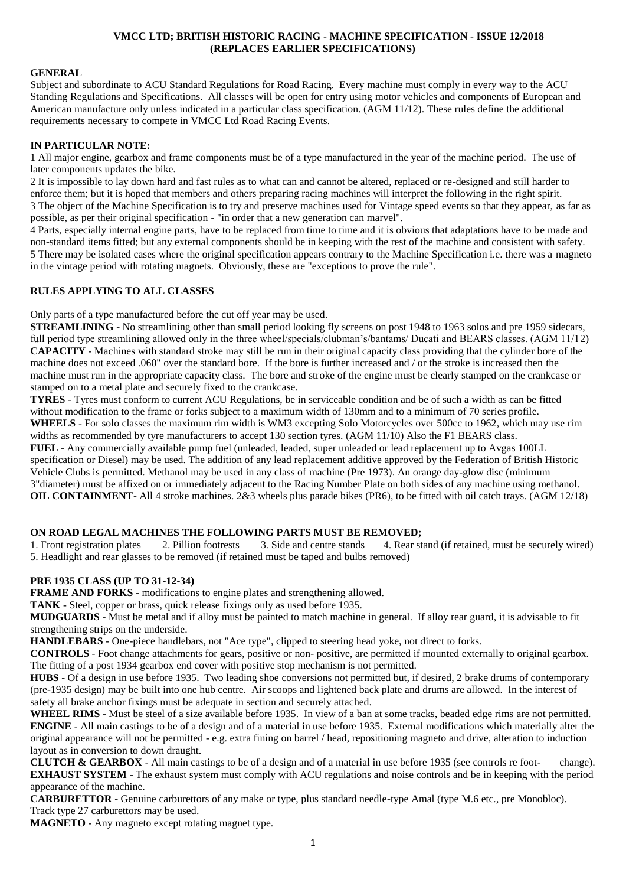# VMCC LTD; BRITISH HISTORIC RACING - MACHINE SPECIFICATION - ISSUE 12/2018 (REPLACES EARLIER SPECIFICATIONS)

## GENERAL

Subject and subordinate to ACU Standard Regulations for Road Racing. Every machine must comply in every way to the ACU Standing Regulations and Specifications. All classes will be open for entry using motor vehicles and components of European and American manufacture only unless indicated in a particular class specification. (AGM 11/12). These rules define the additional requirements necessary to compete in VMCC Ltd Road Racing Events.

## IN PARTICULAR NOTE:

1 All major engine, gearbox and frame components must be of a type manufactured in the year of the machine period. The use of later components updates the bike.
2 It is impossible to lay down hard and fast rules as to what can and cannot be altered, replaced or re-designed and still harder to enforce them; but it is hoped that members and others preparing racing machines will interpret the following in the right spirit.
3 The object of the Machine Specification is to try and preserve machines used for Vintage speed events so that they appear, as far as possible, as per their original specification - "in order that a new generation can marvel".
4 Parts, especially internal engine parts, have to be replaced from time to time and it is obvious that adaptations have to be made and non-standard items fitted; but any external components should be in keeping with the rest of the machine and consistent with safety.
5 There may be isolated cases where the original specification appears contrary to the Machine Specification i.e. there was a magneto in the vintage period with rotating magnets. Obviously, these are "exceptions to prove the rule".

## RULES APPLYING TO ALL CLASSES

Only parts of a type manufactured before the cut off year may be used.

**STREAMLINING** - No streamlining other than small period looking fly screens on post 1948 to 1963 solos and pre 1959 sidecars, full period type streamlining allowed only in the three wheel/specials/clubman's/bantams/ Ducati and BEARS classes. (AGM 11/12)
**CAPACITY** - Machines with standard stroke may still be run in their original capacity class providing that the cylinder bore of the machine does not exceed .060" over the standard bore. If the bore is further increased and / or the stroke is increased then the machine must run in the appropriate capacity class. The bore and stroke of the engine must be clearly stamped on the crankcase or stamped on to a metal plate and securely fixed to the crankcase.
**TYRES** - Tyres must conform to current ACU Regulations, be in serviceable condition and be of such a width as can be fitted without modification to the frame or forks subject to a maximum width of 130mm and to a minimum of 70 series profile.
**WHEELS** - For solo classes the maximum rim width is WM3 excepting Solo Motorcycles over 500cc to 1962, which may use rim widths as recommended by tyre manufacturers to accept 130 section tyres. (AGM 11/10) Also the F1 BEARS class.
**FUEL** - Any commercially available pump fuel (unleaded, leaded, super unleaded or lead replacement up to Avgas 100LL specification or Diesel) may be used. The addition of any lead replacement additive approved by the Federation of British Historic Vehicle Clubs is permitted. Methanol may be used in any class of machine (Pre 1973). An orange day-glow disc (minimum 3"diameter) must be affixed on or immediately adjacent to the Racing Number Plate on both sides of any machine using methanol.
**OIL CONTAINMENT**- All 4 stroke machines. 2&3 wheels plus parade bikes (PR6), to be fitted with oil catch trays. (AGM 12/18)

## ON ROAD LEGAL MACHINES THE FOLLOWING PARTS MUST BE REMOVED;

1. Front registration plates 2. Pillion footrests 3. Side and centre stands 4. Rear stand (if retained, must be securely wired)
5. Headlight and rear glasses to be removed (if retained must be taped and bulbs removed)

## PRE 1935 CLASS (UP TO 31-12-34)

**FRAME AND FORKS** - modifications to engine plates and strengthening allowed.
**TANK** - Steel, copper or brass, quick release fixings only as used before 1935.
**MUDGUARDS** - Must be metal and if alloy must be painted to match machine in general. If alloy rear guard, it is advisable to fit strengthening strips on the underside.
**HANDLEBARS** - One-piece handlebars, not "Ace type", clipped to steering head yoke, not direct to forks.
**CONTROLS** - Foot change attachments for gears, positive or non- positive, are permitted if mounted externally to original gearbox. The fitting of a post 1934 gearbox end cover with positive stop mechanism is not permitted.
**HUBS** - Of a design in use before 1935. Two leading shoe conversions not permitted but, if desired, 2 brake drums of contemporary (pre-1935 design) may be built into one hub centre. Air scoops and lightened back plate and drums are allowed. In the interest of safety all brake anchor fixings must be adequate in section and securely attached.
**WHEEL RIMS** - Must be steel of a size available before 1935. In view of a ban at some tracks, beaded edge rims are not permitted.
**ENGINE** - All main castings to be of a design and of a material in use before 1935. External modifications which materially alter the original appearance will not be permitted - e.g. extra fining on barrel / head, repositioning magneto and drive, alteration to induction layout as in conversion to down draught.
**CLUTCH & GEARBOX** - All main castings to be of a design and of a material in use before 1935 (see controls re foot- change).
**EXHAUST SYSTEM** - The exhaust system must comply with ACU regulations and noise controls and be in keeping with the period appearance of the machine.
**CARBURETTOR** - Genuine carburettors of any make or type, plus standard needle-type Amal (type M.6 etc., pre Monobloc). Track type 27 carburettors may be used.
**MAGNETO** - Any magneto except rotating magnet type.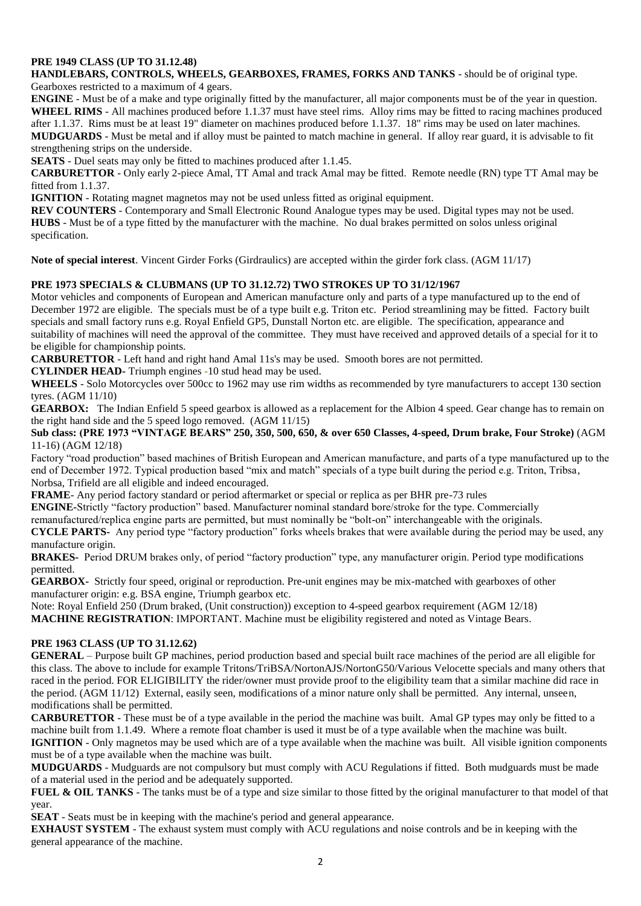## PRE 1949 CLASS (UP TO 31.12.48)

**HANDLEBARS, CONTROLS, WHEELS, GEARBOXES, FRAMES, FORKS AND TANKS** - should be of original type. Gearboxes restricted to a maximum of 4 gears.

**ENGINE** - Must be of a make and type originally fitted by the manufacturer, all major components must be of the year in question.

**WHEEL RIMS** - All machines produced before 1.1.37 must have steel rims. Alloy rims may be fitted to racing machines produced after 1.1.37. Rims must be at least 19" diameter on machines produced before 1.1.37. 18" rims may be used on later machines.

**MUDGUARDS** - Must be metal and if alloy must be painted to match machine in general. If alloy rear guard, it is advisable to fit strengthening strips on the underside.

**SEATS** - Duel seats may only be fitted to machines produced after 1.1.45.

**CARBURETTOR** - Only early 2-piece Amal, TT Amal and track Amal may be fitted. Remote needle (RN) type TT Amal may be fitted from 1.1.37.

**IGNITION** - Rotating magnet magnetos may not be used unless fitted as original equipment.

**REV COUNTERS** - Contemporary and Small Electronic Round Analogue types may be used. Digital types may not be used.

**HUBS** - Must be of a type fitted by the manufacturer with the machine. No dual brakes permitted on solos unless original specification.

**Note of special interest**. Vincent Girder Forks (Girdraulics) are accepted within the girder fork class. (AGM 11/17)

## PRE 1973 SPECIALS & CLUBMANS (UP TO 31.12.72) TWO STROKES UP TO 31/12/1967

Motor vehicles and components of European and American manufacture only and parts of a type manufactured up to the end of December 1972 are eligible. The specials must be of a type built e.g. Triton etc. Period streamlining may be fitted. Factory built specials and small factory runs e.g. Royal Enfield GP5, Dunstall Norton etc. are eligible. The specification, appearance and suitability of machines will need the approval of the committee. They must have received and approved details of a special for it to be eligible for championship points.

**CARBURETTOR** - Left hand and right hand Amal 11s's may be used. Smooth bores are not permitted.

**CYLINDER HEAD-** Triumph engines -10 stud head may be used.

**WHEELS** - Solo Motorcycles over 500cc to 1962 may use rim widths as recommended by tyre manufacturers to accept 130 section tyres. (AGM 11/10)

**GEARBOX:** The Indian Enfield 5 speed gearbox is allowed as a replacement for the Albion 4 speed. Gear change has to remain on the right hand side and the 5 speed logo removed. (AGM 11/15)

**Sub class: (PRE 1973 "VINTAGE BEARS" 250, 350, 500, 650, & over 650 Classes, 4-speed, Drum brake, Four Stroke)** (AGM 11-16) (AGM 12/18)

Factory "road production" based machines of British European and American manufacture, and parts of a type manufactured up to the end of December 1972. Typical production based "mix and match" specials of a type built during the period e.g. Triton, Tribsa, Norbsa, Trifield are all eligible and indeed encouraged.

**FRAME**- Any period factory standard or period aftermarket or special or replica as per BHR pre-73 rules

**ENGINE**-Strictly "factory production" based. Manufacturer nominal standard bore/stroke for the type. Commercially remanufactured/replica engine parts are permitted, but must nominally be "bolt-on" interchangeable with the originals.

**CYCLE PARTS-** Any period type "factory production" forks wheels brakes that were available during the period may be used, any manufacture origin.

**BRAKES-** Period DRUM brakes only, of period "factory production" type, any manufacturer origin. Period type modifications permitted.

**GEARBOX-** Strictly four speed, original or reproduction. Pre-unit engines may be mix-matched with gearboxes of other manufacturer origin: e.g. BSA engine, Triumph gearbox etc.

Note: Royal Enfield 250 (Drum braked, (Unit construction)) exception to 4-speed gearbox requirement (AGM 12/18)

**MACHINE REGISTRATION**: IMPORTANT. Machine must be eligibility registered and noted as Vintage Bears.

## PRE 1963 CLASS (UP TO 31.12.62)

**GENERAL** – Purpose built GP machines, period production based and special built race machines of the period are all eligible for this class. The above to include for example Tritons/TriBSA/NortonAJS/NortonG50/Various Velocette specials and many others that raced in the period. FOR ELIGIBILITY the rider/owner must provide proof to the eligibility team that a similar machine did race in the period. (AGM 11/12) External, easily seen, modifications of a minor nature only shall be permitted. Any internal, unseen, modifications shall be permitted.

**CARBURETTOR** - These must be of a type available in the period the machine was built. Amal GP types may only be fitted to a machine built from 1.1.49. Where a remote float chamber is used it must be of a type available when the machine was built.

**IGNITION** - Only magnetos may be used which are of a type available when the machine was built. All visible ignition components must be of a type available when the machine was built.

**MUDGUARDS** - Mudguards are not compulsory but must comply with ACU Regulations if fitted. Both mudguards must be made of a material used in the period and be adequately supported.

**FUEL & OIL TANKS** - The tanks must be of a type and size similar to those fitted by the original manufacturer to that model of that year.

**SEAT** - Seats must be in keeping with the machine's period and general appearance.

**EXHAUST SYSTEM** - The exhaust system must comply with ACU regulations and noise controls and be in keeping with the general appearance of the machine.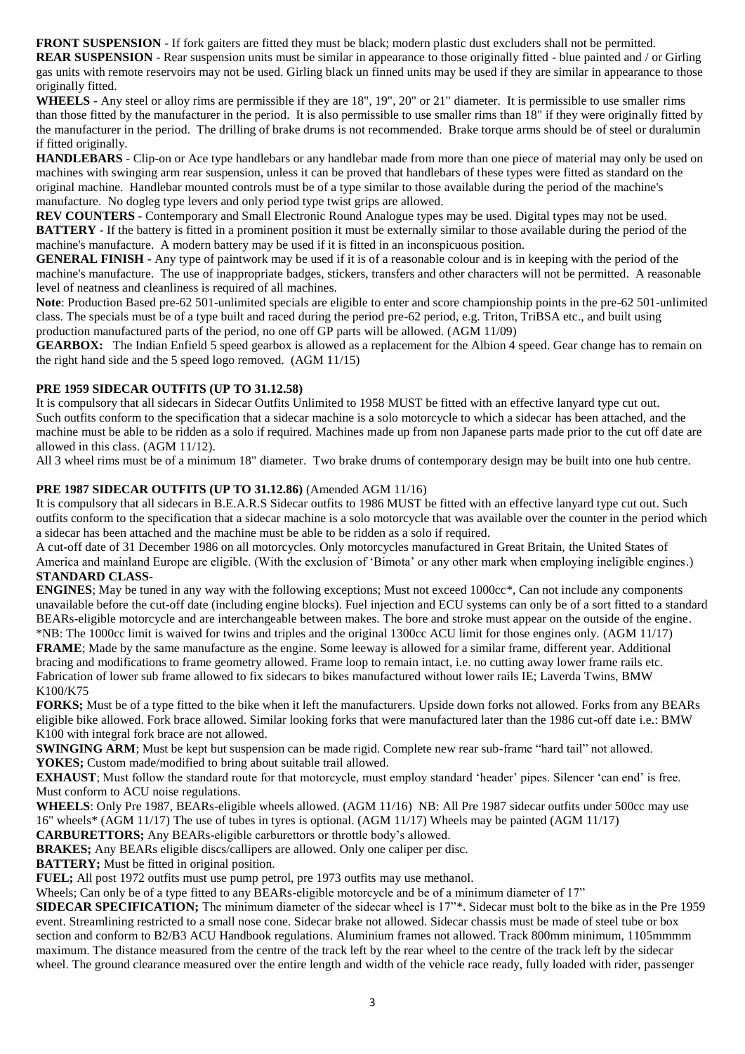**FRONT SUSPENSION** - If fork gaiters are fitted they must be black; modern plastic dust excluders shall not be permitted.

**REAR SUSPENSION** - Rear suspension units must be similar in appearance to those originally fitted - blue painted and / or Girling gas units with remote reservoirs may not be used. Girling black un finned units may be used if they are similar in appearance to those originally fitted.

**WHEELS** - Any steel or alloy rims are permissible if they are 18", 19", 20" or 21" diameter. It is permissible to use smaller rims than those fitted by the manufacturer in the period. It is also permissible to use smaller rims than 18" if they were originally fitted by the manufacturer in the period. The drilling of brake drums is not recommended. Brake torque arms should be of steel or duralumin if fitted originally.

**HANDLEBARS** - Clip-on or Ace type handlebars or any handlebar made from more than one piece of material may only be used on machines with swinging arm rear suspension, unless it can be proved that handlebars of these types were fitted as standard on the original machine. Handlebar mounted controls must be of a type similar to those available during the period of the machine's manufacture. No dogleg type levers and only period type twist grips are allowed.

**REV COUNTERS** - Contemporary and Small Electronic Round Analogue types may be used. Digital types may not be used.

**BATTERY** - If the battery is fitted in a prominent position it must be externally similar to those available during the period of the machine's manufacture. A modern battery may be used if it is fitted in an inconspicuous position.

**GENERAL FINISH** - Any type of paintwork may be used if it is of a reasonable colour and is in keeping with the period of the machine's manufacture. The use of inappropriate badges, stickers, transfers and other characters will not be permitted. A reasonable level of neatness and cleanliness is required of all machines.

**Note**: Production Based pre-62 501-unlimited specials are eligible to enter and score championship points in the pre-62 501-unlimited class. The specials must be of a type built and raced during the period pre-62 period, e.g. Triton, TriBSA etc., and built using production manufactured parts of the period, no one off GP parts will be allowed. (AGM 11/09)

**GEARBOX:** The Indian Enfield 5 speed gearbox is allowed as a replacement for the Albion 4 speed. Gear change has to remain on the right hand side and the 5 speed logo removed. (AGM 11/15)

**PRE 1959 SIDECAR OUTFITS (UP TO 31.12.58)**

It is compulsory that all sidecars in Sidecar Outfits Unlimited to 1958 MUST be fitted with an effective lanyard type cut out. Such outfits conform to the specification that a sidecar machine is a solo motorcycle to which a sidecar has been attached, and the machine must be able to be ridden as a solo if required. Machines made up from non Japanese parts made prior to the cut off date are allowed in this class. (AGM 11/12).

All 3 wheel rims must be of a minimum 18" diameter. Two brake drums of contemporary design may be built into one hub centre.

**PRE 1987 SIDECAR OUTFITS (UP TO 31.12.86)** (Amended AGM 11/16)

It is compulsory that all sidecars in B.E.A.R.S Sidecar outfits to 1986 MUST be fitted with an effective lanyard type cut out. Such outfits conform to the specification that a sidecar machine is a solo motorcycle that was available over the counter in the period which a sidecar has been attached and the machine must be able to be ridden as a solo if required.

A cut-off date of 31 December 1986 on all motorcycles. Only motorcycles manufactured in Great Britain, the United States of America and mainland Europe are eligible. (With the exclusion of 'Bimota' or any other mark when employing ineligible engines.)

**STANDARD CLASS-**

**ENGINES**; May be tuned in any way with the following exceptions; Must not exceed 1000cc*, Can not include any components unavailable before the cut-off date (including engine blocks). Fuel injection and ECU systems can only be of a sort fitted to a standard BEARs-eligible motorcycle and are interchangeable between makes. The bore and stroke must appear on the outside of the engine.

*NB: The 1000cc limit is waived for twins and triples and the original 1300cc ACU limit for those engines only. (AGM 11/17)

**FRAME**; Made by the same manufacture as the engine. Some leeway is allowed for a similar frame, different year. Additional bracing and modifications to frame geometry allowed. Frame loop to remain intact, i.e. no cutting away lower frame rails etc. Fabrication of lower sub frame allowed to fix sidecars to bikes manufactured without lower rails IE; Laverda Twins, BMW K100/K75

**FORKS;** Must be of a type fitted to the bike when it left the manufacturers. Upside down forks not allowed. Forks from any BEARs eligible bike allowed. Fork brace allowed. Similar looking forks that were manufactured later than the 1986 cut-off date i.e.: BMW K100 with integral fork brace are not allowed.

**SWINGING ARM**; Must be kept but suspension can be made rigid. Complete new rear sub-frame "hard tail" not allowed.

**YOKES;** Custom made/modified to bring about suitable trail allowed.

**EXHAUST**; Must follow the standard route for that motorcycle, must employ standard 'header' pipes. Silencer 'can end' is free. Must conform to ACU noise regulations.

**WHEELS**: Only Pre 1987, BEARs-eligible wheels allowed. (AGM 11/16) NB: All Pre 1987 sidecar outfits under 500cc may use 16" wheels* (AGM 11/17) The use of tubes in tyres is optional. (AGM 11/17) Wheels may be painted (AGM 11/17)

**CARBURETTORS;** Any BEARs-eligible carburettors or throttle body's allowed.

**BRAKES;** Any BEARs eligible discs/callipers are allowed. Only one caliper per disc.

**BATTERY;** Must be fitted in original position.

**FUEL;** All post 1972 outfits must use pump petrol, pre 1973 outfits may use methanol.

Wheels; Can only be of a type fitted to any BEARs-eligible motorcycle and be of a minimum diameter of 17"

**SIDECAR SPECIFICATION;** The minimum diameter of the sidecar wheel is 17"*. Sidecar must bolt to the bike as in the Pre 1959 event. Streamlining restricted to a small nose cone. Sidecar brake not allowed. Sidecar chassis must be made of steel tube or box section and conform to B2/B3 ACU Handbook regulations. Aluminium frames not allowed. Track 800mm minimum, 1105mmmm maximum. The distance measured from the centre of the track left by the rear wheel to the centre of the track left by the sidecar wheel. The ground clearance measured over the entire length and width of the vehicle race ready, fully loaded with rider, passenger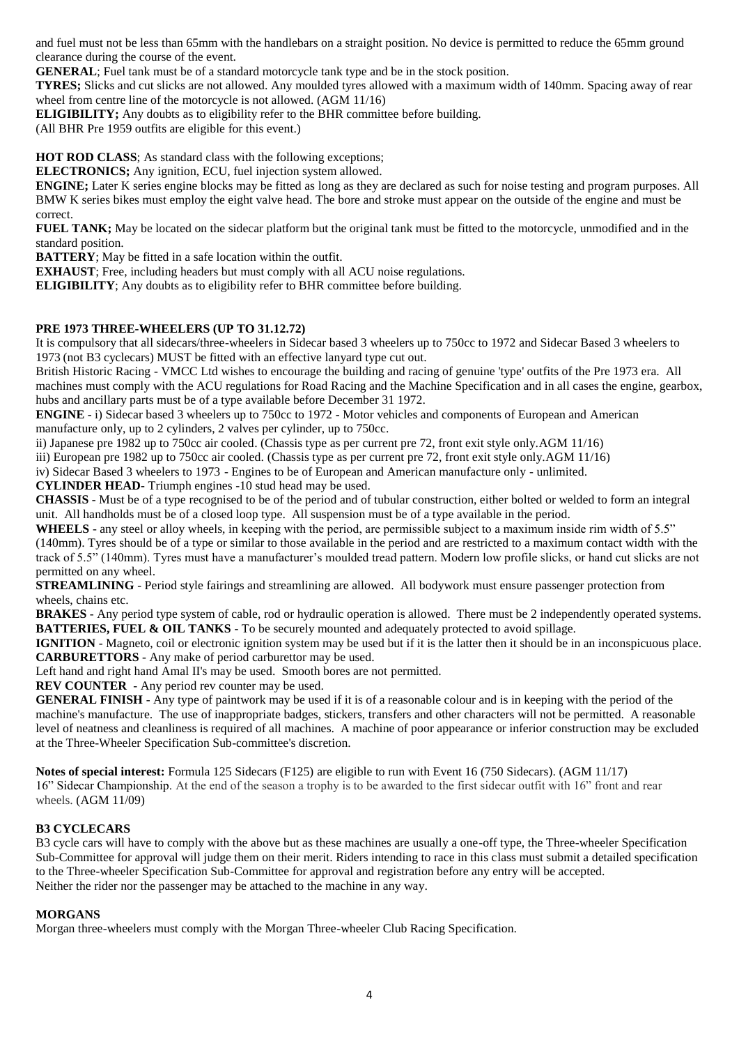and fuel must not be less than 65mm with the handlebars on a straight position. No device is permitted to reduce the 65mm ground clearance during the course of the event.

**GENERAL**; Fuel tank must be of a standard motorcycle tank type and be in the stock position.

**TYRES;** Slicks and cut slicks are not allowed. Any moulded tyres allowed with a maximum width of 140mm. Spacing away of rear wheel from centre line of the motorcycle is not allowed. (AGM 11/16)

**ELIGIBILITY;** Any doubts as to eligibility refer to the BHR committee before building.

(All BHR Pre 1959 outfits are eligible for this event.)

**HOT ROD CLASS**; As standard class with the following exceptions;

**ELECTRONICS;** Any ignition, ECU, fuel injection system allowed.

**ENGINE;** Later K series engine blocks may be fitted as long as they are declared as such for noise testing and program purposes. All BMW K series bikes must employ the eight valve head. The bore and stroke must appear on the outside of the engine and must be correct.

**FUEL TANK;** May be located on the sidecar platform but the original tank must be fitted to the motorcycle, unmodified and in the standard position.

**BATTERY**; May be fitted in a safe location within the outfit.

**EXHAUST**; Free, including headers but must comply with all ACU noise regulations.

**ELIGIBILITY**; Any doubts as to eligibility refer to BHR committee before building.

## PRE 1973 THREE-WHEELERS (UP TO 31.12.72)

It is compulsory that all sidecars/three-wheelers in Sidecar based 3 wheelers up to 750cc to 1972 and Sidecar Based 3 wheelers to 1973 (not B3 cyclecars) MUST be fitted with an effective lanyard type cut out.

British Historic Racing - VMCC Ltd wishes to encourage the building and racing of genuine 'type' outfits of the Pre 1973 era. All machines must comply with the ACU regulations for Road Racing and the Machine Specification and in all cases the engine, gearbox, hubs and ancillary parts must be of a type available before December 31 1972.

**ENGINE** - i) Sidecar based 3 wheelers up to 750cc to 1972 - Motor vehicles and components of European and American manufacture only, up to 2 cylinders, 2 valves per cylinder, up to 750cc.

ii) Japanese pre 1982 up to 750cc air cooled. (Chassis type as per current pre 72, front exit style only.AGM 11/16)

iii) European pre 1982 up to 750cc air cooled. (Chassis type as per current pre 72, front exit style only.AGM 11/16)

iv) Sidecar Based 3 wheelers to 1973 - Engines to be of European and American manufacture only - unlimited.

**CYLINDER HEAD-** Triumph engines -10 stud head may be used.

**CHASSIS** - Must be of a type recognised to be of the period and of tubular construction, either bolted or welded to form an integral unit. All handholds must be of a closed loop type. All suspension must be of a type available in the period.

**WHEELS** - any steel or alloy wheels, in keeping with the period, are permissible subject to a maximum inside rim width of 5.5" (140mm). Tyres should be of a type or similar to those available in the period and are restricted to a maximum contact width with the track of 5.5" (140mm). Tyres must have a manufacturer's moulded tread pattern. Modern low profile slicks, or hand cut slicks are not permitted on any wheel.

**STREAMLINING** - Period style fairings and streamlining are allowed. All bodywork must ensure passenger protection from wheels, chains etc.

**BRAKES** - Any period type system of cable, rod or hydraulic operation is allowed. There must be 2 independently operated systems.

**BATTERIES, FUEL & OIL TANKS** - To be securely mounted and adequately protected to avoid spillage.

**IGNITION** - Magneto, coil or electronic ignition system may be used but if it is the latter then it should be in an inconspicuous place.

**CARBURETTORS** - Any make of period carburettor may be used.

Left hand and right hand Amal II's may be used. Smooth bores are not permitted.

**REV COUNTER** - Any period rev counter may be used.

**GENERAL FINISH** - Any type of paintwork may be used if it is of a reasonable colour and is in keeping with the period of the machine's manufacture. The use of inappropriate badges, stickers, transfers and other characters will not be permitted. A reasonable level of neatness and cleanliness is required of all machines. A machine of poor appearance or inferior construction may be excluded at the Three-Wheeler Specification Sub-committee's discretion.

**Notes of special interest:** Formula 125 Sidecars (F125) are eligible to run with Event 16 (750 Sidecars). (AGM 11/17)

16" Sidecar Championship. At the end of the season a trophy is to be awarded to the first sidecar outfit with 16" front and rear wheels. (AGM 11/09)

## B3 CYCLECARS

B3 cycle cars will have to comply with the above but as these machines are usually a one-off type, the Three-wheeler Specification Sub-Committee for approval will judge them on their merit. Riders intending to race in this class must submit a detailed specification to the Three-wheeler Specification Sub-Committee for approval and registration before any entry will be accepted.

Neither the rider nor the passenger may be attached to the machine in any way.

## MORGANS

Morgan three-wheelers must comply with the Morgan Three-wheeler Club Racing Specification.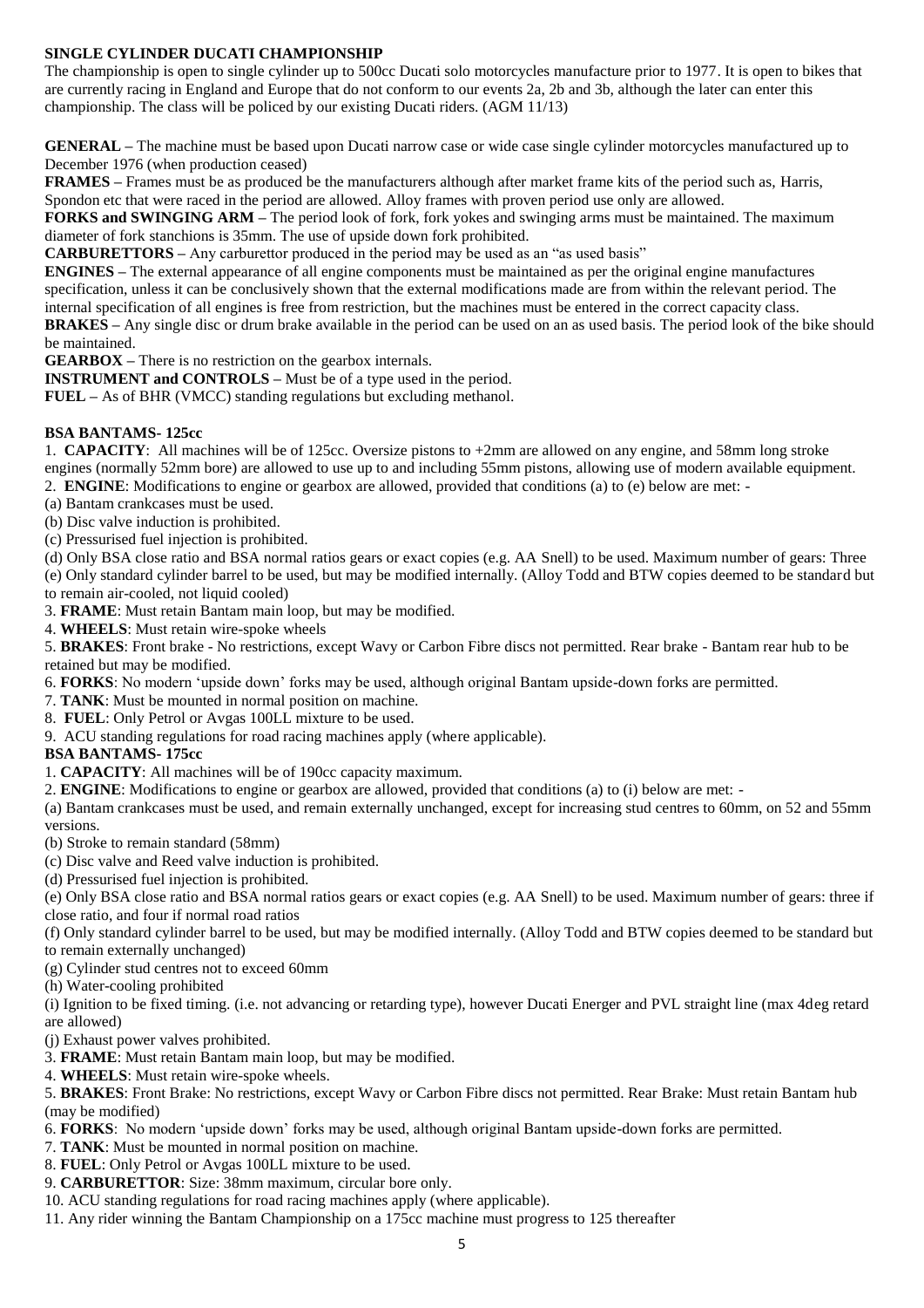## SINGLE CYLINDER DUCATI CHAMPIONSHIP

The championship is open to single cylinder up to 500cc Ducati solo motorcycles manufacture prior to 1977. It is open to bikes that are currently racing in England and Europe that do not conform to our events 2a, 2b and 3b, although the later can enter this championship. The class will be policed by our existing Ducati riders. (AGM 11/13)

**GENERAL –** The machine must be based upon Ducati narrow case or wide case single cylinder motorcycles manufactured up to December 1976 (when production ceased)

**FRAMES –** Frames must be as produced be the manufacturers although after market frame kits of the period such as, Harris, Spondon etc that were raced in the period are allowed. Alloy frames with proven period use only are allowed.

**FORKS and SWINGING ARM –** The period look of fork, fork yokes and swinging arms must be maintained. The maximum diameter of fork stanchions is 35mm. The use of upside down fork prohibited.

**CARBURETTORS –** Any carburettor produced in the period may be used as an "as used basis"

**ENGINES –** The external appearance of all engine components must be maintained as per the original engine manufactures specification, unless it can be conclusively shown that the external modifications made are from within the relevant period. The internal specification of all engines is free from restriction, but the machines must be entered in the correct capacity class.

**BRAKES –** Any single disc or drum brake available in the period can be used on an as used basis. The period look of the bike should be maintained.

**GEARBOX –** There is no restriction on the gearbox internals.

**INSTRUMENT and CONTROLS –** Must be of a type used in the period.

**FUEL –** As of BHR (VMCC) standing regulations but excluding methanol.

## BSA BANTAMS- 125cc

1. **CAPACITY**: All machines will be of 125cc. Oversize pistons to +2mm are allowed on any engine, and 58mm long stroke engines (normally 52mm bore) are allowed to use up to and including 55mm pistons, allowing use of modern available equipment.
2. **ENGINE**: Modifications to engine or gearbox are allowed, provided that conditions (a) to (e) below are met: -

(a) Bantam crankcases must be used.
(b) Disc valve induction is prohibited.
(c) Pressurised fuel injection is prohibited.
(d) Only BSA close ratio and BSA normal ratios gears or exact copies (e.g. AA Snell) to be used. Maximum number of gears: Three
(e) Only standard cylinder barrel to be used, but may be modified internally. (Alloy Todd and BTW copies deemed to be standard but to remain air-cooled, not liquid cooled)

3. **FRAME**: Must retain Bantam main loop, but may be modified.
4. **WHEELS**: Must retain wire-spoke wheels
5. **BRAKES**: Front brake - No restrictions, except Wavy or Carbon Fibre discs not permitted. Rear brake - Bantam rear hub to be retained but may be modified.
6. **FORKS**: No modern 'upside down' forks may be used, although original Bantam upside-down forks are permitted.
7. **TANK**: Must be mounted in normal position on machine.
8. **FUEL**: Only Petrol or Avgas 100LL mixture to be used.
9. ACU standing regulations for road racing machines apply (where applicable).

## BSA BANTAMS- 175cc

1. **CAPACITY**: All machines will be of 190cc capacity maximum.
2. **ENGINE**: Modifications to engine or gearbox are allowed, provided that conditions (a) to (i) below are met: -

(a) Bantam crankcases must be used, and remain externally unchanged, except for increasing stud centres to 60mm, on 52 and 55mm versions.
(b) Stroke to remain standard (58mm)
(c) Disc valve and Reed valve induction is prohibited.
(d) Pressurised fuel injection is prohibited.
(e) Only BSA close ratio and BSA normal ratios gears or exact copies (e.g. AA Snell) to be used. Maximum number of gears: three if close ratio, and four if normal road ratios
(f) Only standard cylinder barrel to be used, but may be modified internally. (Alloy Todd and BTW copies deemed to be standard but to remain externally unchanged)
(g) Cylinder stud centres not to exceed 60mm
(h) Water-cooling prohibited
(i) Ignition to be fixed timing. (i.e. not advancing or retarding type), however Ducati Energer and PVL straight line (max 4deg retard are allowed)
(j) Exhaust power valves prohibited.

3. **FRAME**: Must retain Bantam main loop, but may be modified.
4. **WHEELS**: Must retain wire-spoke wheels.
5. **BRAKES**: Front Brake: No restrictions, except Wavy or Carbon Fibre discs not permitted. Rear Brake: Must retain Bantam hub (may be modified)
6. **FORKS**: No modern 'upside down' forks may be used, although original Bantam upside-down forks are permitted.
7. **TANK**: Must be mounted in normal position on machine.
8. **FUEL**: Only Petrol or Avgas 100LL mixture to be used.
9. **CARBURETTOR**: Size: 38mm maximum, circular bore only.
10. ACU standing regulations for road racing machines apply (where applicable).
11. Any rider winning the Bantam Championship on a 175cc machine must progress to 125 thereafter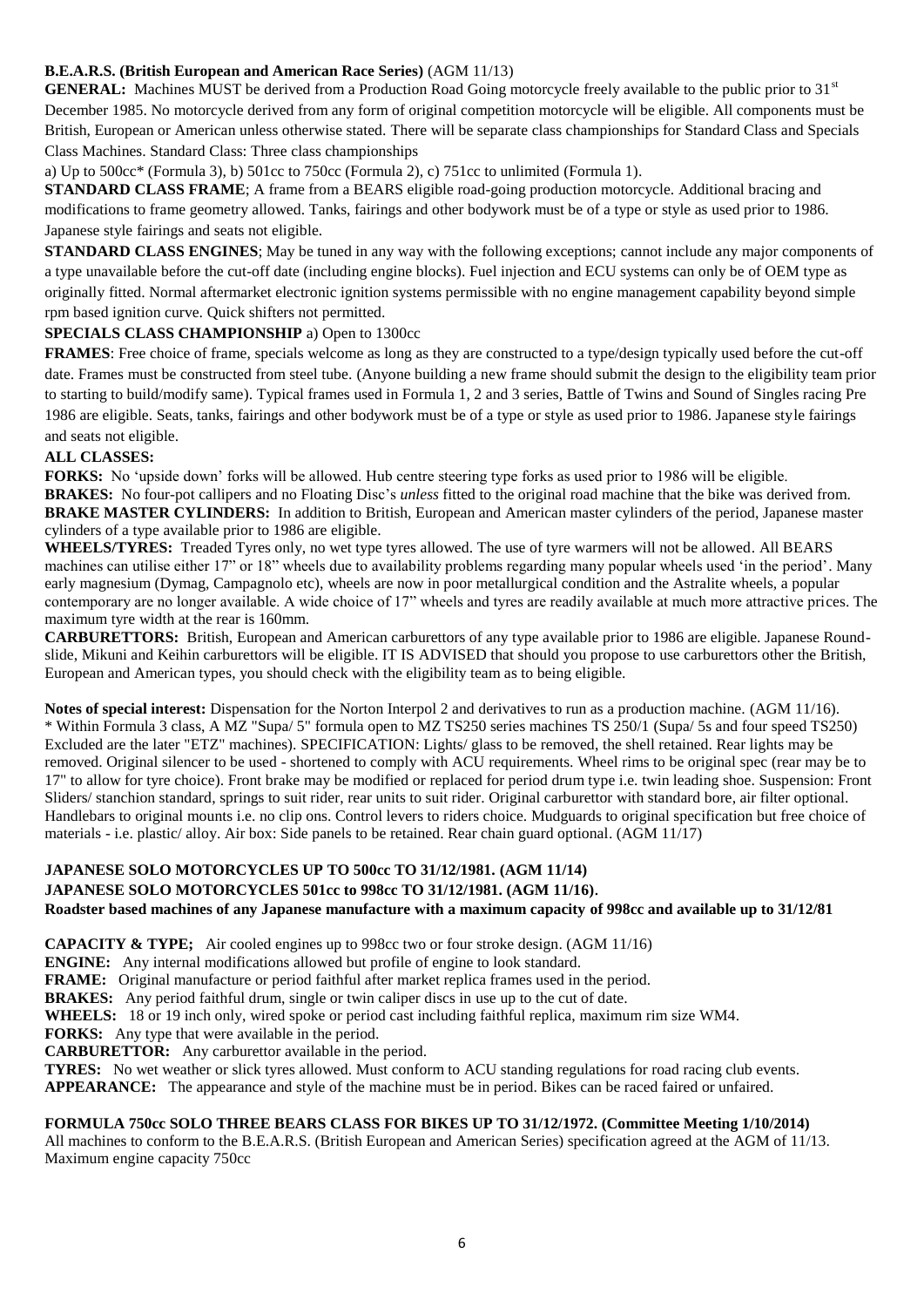**B.E.A.R.S. (British European and American Race Series)** (AGM 11/13)

**GENERAL:** Machines MUST be derived from a Production Road Going motorcycle freely available to the public prior to 31st December 1985. No motorcycle derived from any form of original competition motorcycle will be eligible. All components must be British, European or American unless otherwise stated. There will be separate class championships for Standard Class and Specials Class Machines. Standard Class: Three class championships

a) Up to 500cc* (Formula 3), b) 501cc to 750cc (Formula 2), c) 751cc to unlimited (Formula 1).

**STANDARD CLASS FRAME**; A frame from a BEARS eligible road-going production motorcycle. Additional bracing and modifications to frame geometry allowed. Tanks, fairings and other bodywork must be of a type or style as used prior to 1986. Japanese style fairings and seats not eligible.

**STANDARD CLASS ENGINES**; May be tuned in any way with the following exceptions; cannot include any major components of a type unavailable before the cut-off date (including engine blocks). Fuel injection and ECU systems can only be of OEM type as originally fitted. Normal aftermarket electronic ignition systems permissible with no engine management capability beyond simple rpm based ignition curve. Quick shifters not permitted.

**SPECIALS CLASS CHAMPIONSHIP** a) Open to 1300cc

**FRAMES**: Free choice of frame, specials welcome as long as they are constructed to a type/design typically used before the cut-off date. Frames must be constructed from steel tube. (Anyone building a new frame should submit the design to the eligibility team prior to starting to build/modify same). Typical frames used in Formula 1, 2 and 3 series, Battle of Twins and Sound of Singles racing Pre 1986 are eligible. Seats, tanks, fairings and other bodywork must be of a type or style as used prior to 1986. Japanese style fairings and seats not eligible.

**ALL CLASSES:**

**FORKS:** No 'upside down' forks will be allowed. Hub centre steering type forks as used prior to 1986 will be eligible.

**BRAKES:** No four-pot callipers and no Floating Disc's *unless* fitted to the original road machine that the bike was derived from.

**BRAKE MASTER CYLINDERS:** In addition to British, European and American master cylinders of the period, Japanese master cylinders of a type available prior to 1986 are eligible.

**WHEELS/TYRES:** Treaded Tyres only, no wet type tyres allowed. The use of tyre warmers will not be allowed. All BEARS machines can utilise either 17" or 18" wheels due to availability problems regarding many popular wheels used 'in the period'. Many early magnesium (Dymag, Campagnolo etc), wheels are now in poor metallurgical condition and the Astralite wheels, a popular contemporary are no longer available. A wide choice of 17" wheels and tyres are readily available at much more attractive prices. The maximum tyre width at the rear is 160mm.

**CARBURETTORS:** British, European and American carburettors of any type available prior to 1986 are eligible. Japanese Round-slide, Mikuni and Keihin carburettors will be eligible. IT IS ADVISED that should you propose to use carburettors other the British, European and American types, you should check with the eligibility team as to being eligible.

**Notes of special interest:** Dispensation for the Norton Interpol 2 and derivatives to run as a production machine. (AGM 11/16).
* Within Formula 3 class, A MZ "Supa/ 5" formula open to MZ TS250 series machines TS 250/1 (Supa/ 5s and four speed TS250) Excluded are the later "ETZ" machines). SPECIFICATION: Lights/ glass to be removed, the shell retained. Rear lights may be removed. Original silencer to be used - shortened to comply with ACU requirements. Wheel rims to be original spec (rear may be to 17" to allow for tyre choice). Front brake may be modified or replaced for period drum type i.e. twin leading shoe. Suspension: Front Sliders/ stanchion standard, springs to suit rider, rear units to suit rider. Original carburettor with standard bore, air filter optional. Handlebars to original mounts i.e. no clip ons. Control levers to riders choice. Mudguards to original specification but free choice of materials - i.e. plastic/ alloy. Air box: Side panels to be retained. Rear chain guard optional. (AGM 11/17)

**JAPANESE SOLO MOTORCYCLES UP TO 500cc TO 31/12/1981. (AGM 11/14)**
**JAPANESE SOLO MOTORCYCLES 501cc to 998cc TO 31/12/1981. (AGM 11/16).**
**Roadster based machines of any Japanese manufacture with a maximum capacity of 998cc and available up to 31/12/81**

**CAPACITY & TYPE;** Air cooled engines up to 998cc two or four stroke design. (AGM 11/16)

**ENGINE:** Any internal modifications allowed but profile of engine to look standard.

**FRAME:** Original manufacture or period faithful after market replica frames used in the period.

**BRAKES:** Any period faithful drum, single or twin caliper discs in use up to the cut of date.

**WHEELS:** 18 or 19 inch only, wired spoke or period cast including faithful replica, maximum rim size WM4.

**FORKS:** Any type that were available in the period.

**CARBURETTOR:** Any carburettor available in the period.

**TYRES:** No wet weather or slick tyres allowed. Must conform to ACU standing regulations for road racing club events.

**APPEARANCE:** The appearance and style of the machine must be in period. Bikes can be raced faired or unfaired.

**FORMULA 750cc SOLO THREE BEARS CLASS FOR BIKES UP TO 31/12/1972. (Committee Meeting 1/10/2014)**

All machines to conform to the B.E.A.R.S. (British European and American Series) specification agreed at the AGM of 11/13. Maximum engine capacity 750cc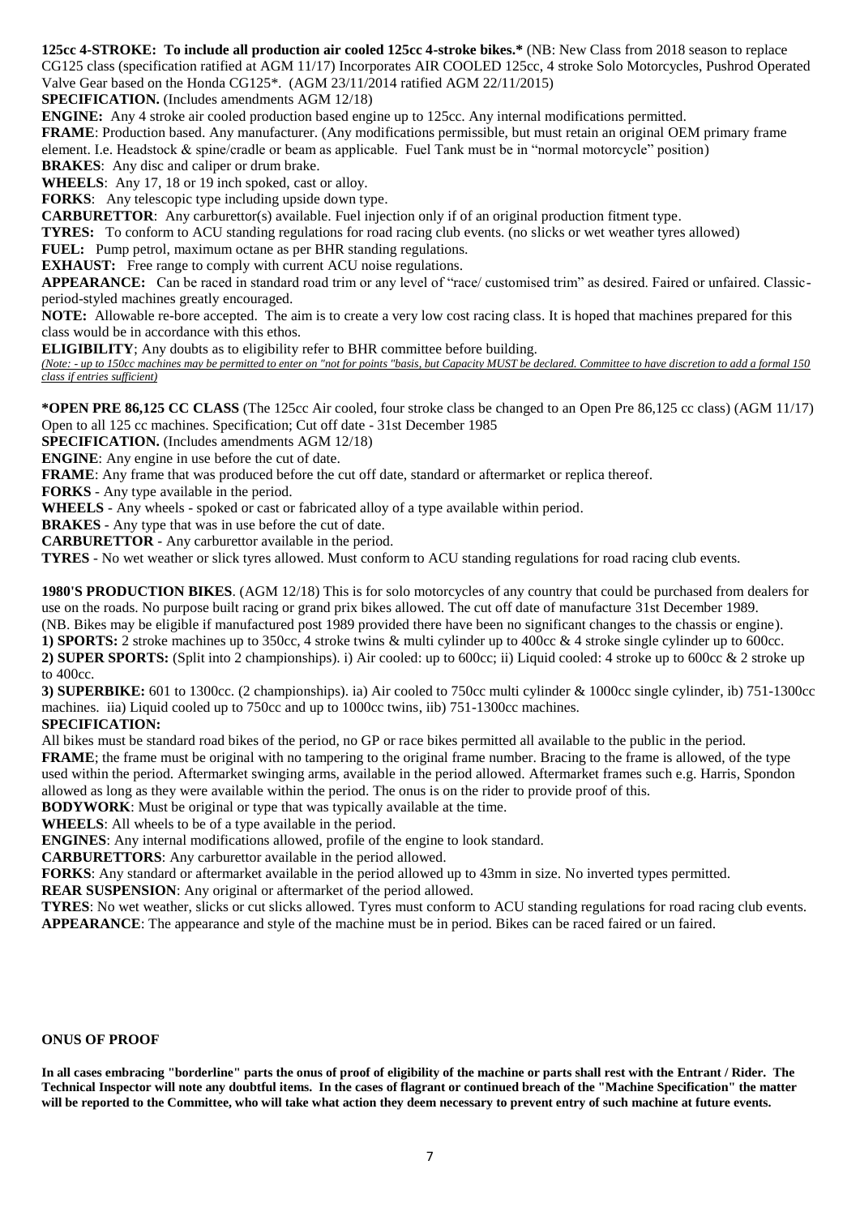**125cc 4-STROKE: To include all production air cooled 125cc 4-stroke bikes.*** (NB: New Class from 2018 season to replace CG125 class (specification ratified at AGM 11/17) Incorporates AIR COOLED 125cc, 4 stroke Solo Motorcycles, Pushrod Operated Valve Gear based on the Honda CG125*. (AGM 23/11/2014 ratified AGM 22/11/2015)

**SPECIFICATION.** (Includes amendments AGM 12/18)

**ENGINE:** Any 4 stroke air cooled production based engine up to 125cc. Any internal modifications permitted.

**FRAME**: Production based. Any manufacturer. (Any modifications permissible, but must retain an original OEM primary frame element. I.e. Headstock & spine/cradle or beam as applicable. Fuel Tank must be in "normal motorcycle" position)

**BRAKES**: Any disc and caliper or drum brake.

**WHEELS**: Any 17, 18 or 19 inch spoked, cast or alloy.

**FORKS**: Any telescopic type including upside down type.

**CARBURETTOR**: Any carburettor(s) available. Fuel injection only if of an original production fitment type.

**TYRES:** To conform to ACU standing regulations for road racing club events. (no slicks or wet weather tyres allowed)

**FUEL:** Pump petrol, maximum octane as per BHR standing regulations.

**EXHAUST:** Free range to comply with current ACU noise regulations.

**APPEARANCE:** Can be raced in standard road trim or any level of "race/ customised trim" as desired. Faired or unfaired. Classic-period-styled machines greatly encouraged.

**NOTE:** Allowable re-bore accepted. The aim is to create a very low cost racing class. It is hoped that machines prepared for this class would be in accordance with this ethos.

**ELIGIBILITY**; Any doubts as to eligibility refer to BHR committee before building.

*(Note: - up to 150cc machines may be permitted to enter on "not for points "basis, but Capacity MUST be declared. Committee to have discretion to add a formal 150 class if entries sufficient)*

***OPEN PRE 86,125 CC CLASS** (The 125cc Air cooled, four stroke class be changed to an Open Pre 86,125 cc class) (AGM 11/17) Open to all 125 cc machines. Specification; Cut off date - 31st December 1985

**SPECIFICATION.** (Includes amendments AGM 12/18)

**ENGINE**: Any engine in use before the cut of date.

**FRAME**: Any frame that was produced before the cut off date, standard or aftermarket or replica thereof.

**FORKS** - Any type available in the period.

**WHEELS** - Any wheels - spoked or cast or fabricated alloy of a type available within period.

**BRAKES** - Any type that was in use before the cut of date.

**CARBURETTOR** - Any carburettor available in the period.

**TYRES** - No wet weather or slick tyres allowed. Must conform to ACU standing regulations for road racing club events.

**1980'S PRODUCTION BIKES**. (AGM 12/18) This is for solo motorcycles of any country that could be purchased from dealers for use on the roads. No purpose built racing or grand prix bikes allowed. The cut off date of manufacture 31st December 1989. (NB. Bikes may be eligible if manufactured post 1989 provided there have been no significant changes to the chassis or engine).

**1) SPORTS:** 2 stroke machines up to 350cc, 4 stroke twins & multi cylinder up to 400cc & 4 stroke single cylinder up to 600cc.

**2) SUPER SPORTS:** (Split into 2 championships). i) Air cooled: up to 600cc; ii) Liquid cooled: 4 stroke up to 600cc & 2 stroke up to 400cc.

**3) SUPERBIKE:** 601 to 1300cc. (2 championships). ia) Air cooled to 750cc multi cylinder & 1000cc single cylinder, ib) 751-1300cc machines. iia) Liquid cooled up to 750cc and up to 1000cc twins, iib) 751-1300cc machines.

**SPECIFICATION:**

All bikes must be standard road bikes of the period, no GP or race bikes permitted all available to the public in the period.

**FRAME**; the frame must be original with no tampering to the original frame number. Bracing to the frame is allowed, of the type used within the period. Aftermarket swinging arms, available in the period allowed. Aftermarket frames such e.g. Harris, Spondon allowed as long as they were available within the period. The onus is on the rider to provide proof of this.

**BODYWORK**: Must be original or type that was typically available at the time.

**WHEELS**: All wheels to be of a type available in the period.

**ENGINES**: Any internal modifications allowed, profile of the engine to look standard.

**CARBURETTORS**: Any carburettor available in the period allowed.

**FORKS**: Any standard or aftermarket available in the period allowed up to 43mm in size. No inverted types permitted.

**REAR SUSPENSION**: Any original or aftermarket of the period allowed.

**TYRES**: No wet weather, slicks or cut slicks allowed. Tyres must conform to ACU standing regulations for road racing club events.

**APPEARANCE**: The appearance and style of the machine must be in period. Bikes can be raced faired or un faired.

**ONUS OF PROOF**

**In all cases embracing "borderline" parts the onus of proof of eligibility of the machine or parts shall rest with the Entrant / Rider. The Technical Inspector will note any doubtful items. In the cases of flagrant or continued breach of the "Machine Specification" the matter will be reported to the Committee, who will take what action they deem necessary to prevent entry of such machine at future events.**